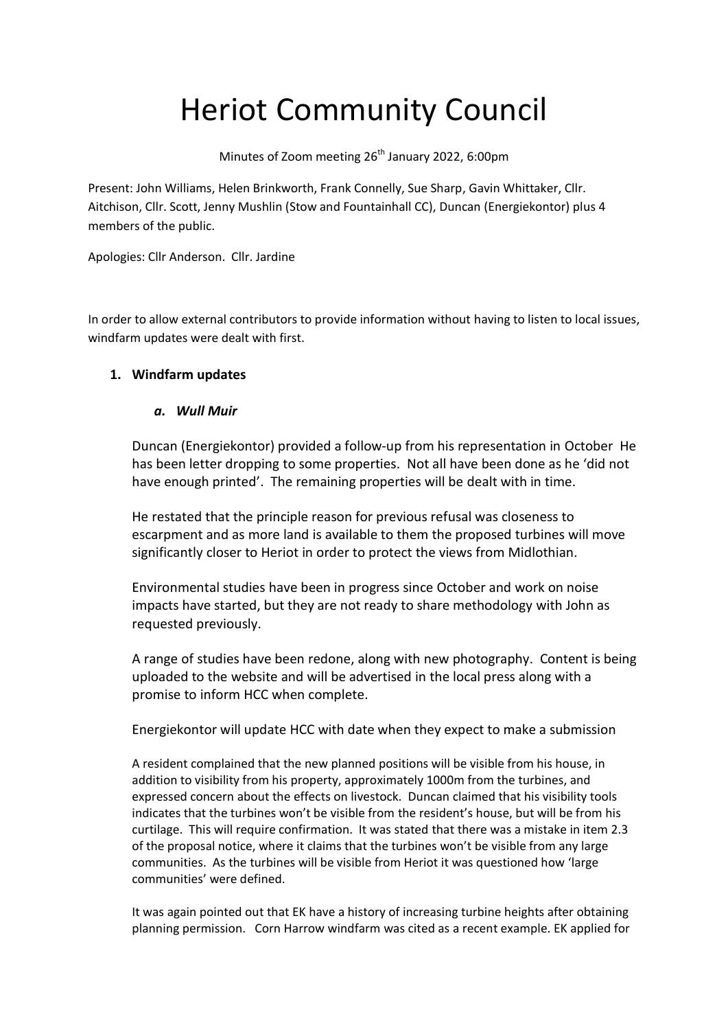# Heriot Community Council

Minutes of Zoom meeting 26th January 2022, 6:00pm

Present: John Williams, Helen Brinkworth, Frank Connelly, Sue Sharp, Gavin Whittaker, Cllr. Aitchison, Cllr. Scott, Jenny Mushlin (Stow and Fountainhall CC), Duncan (Energiekontor) plus 4 members of the public.

Apologies: Cllr Anderson. Cllr. Jardine

In order to allow external contributors to provide information without having to listen to local issues, windfarm updates were dealt with first.

1. **Windfarm updates**

   a. ***Wull Muir***

   Duncan (Energiekontor) provided a follow-up from his representation in October He has been letter dropping to some properties. Not all have been done as he 'did not have enough printed'. The remaining properties will be dealt with in time.

   He restated that the principle reason for previous refusal was closeness to escarpment and as more land is available to them the proposed turbines will move significantly closer to Heriot in order to protect the views from Midlothian.

   Environmental studies have been in progress since October and work on noise impacts have started, but they are not ready to share methodology with John as requested previously.

   A range of studies have been redone, along with new photography. Content is being uploaded to the website and will be advertised in the local press along with a promise to inform HCC when complete.

   Energiekontor will update HCC with date when they expect to make a submission

   A resident complained that the new planned positions will be visible from his house, in addition to visibility from his property, approximately 1000m from the turbines, and expressed concern about the effects on livestock. Duncan claimed that his visibility tools indicates that the turbines won't be visible from the resident's house, but will be from his curtilage. This will require confirmation. It was stated that there was a mistake in item 2.3 of the proposal notice, where it claims that the turbines won't be visible from any large communities. As the turbines will be visible from Heriot it was questioned how 'large communities' were defined.

   It was again pointed out that EK have a history of increasing turbine heights after obtaining planning permission. Corn Harrow windfarm was cited as a recent example. EK applied for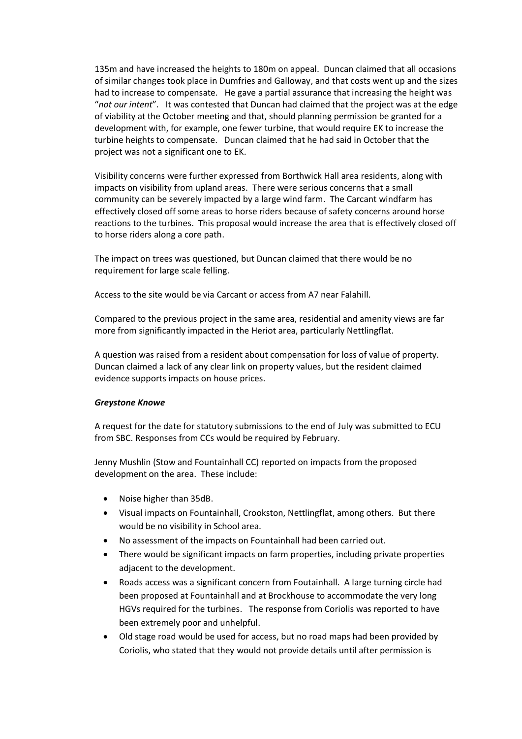135m and have increased the heights to 180m on appeal. Duncan claimed that all occasions of similar changes took place in Dumfries and Galloway, and that costs went up and the sizes had to increase to compensate. He gave a partial assurance that increasing the height was "*not our intent*". It was contested that Duncan had claimed that the project was at the edge of viability at the October meeting and that, should planning permission be granted for a development with, for example, one fewer turbine, that would require EK to increase the turbine heights to compensate. Duncan claimed that he had said in October that the project was not a significant one to EK.

Visibility concerns were further expressed from Borthwick Hall area residents, along with impacts on visibility from upland areas. There were serious concerns that a small community can be severely impacted by a large wind farm. The Carcant windfarm has effectively closed off some areas to horse riders because of safety concerns around horse reactions to the turbines. This proposal would increase the area that is effectively closed off to horse riders along a core path.

The impact on trees was questioned, but Duncan claimed that there would be no requirement for large scale felling.

Access to the site would be via Carcant or access from A7 near Falahill.

Compared to the previous project in the same area, residential and amenity views are far more from significantly impacted in the Heriot area, particularly Nettlingflat.

A question was raised from a resident about compensation for loss of value of property. Duncan claimed a lack of any clear link on property values, but the resident claimed evidence supports impacts on house prices.

***Greystone Knowe***

A request for the date for statutory submissions to the end of July was submitted to ECU from SBC. Responses from CCs would be required by February.

Jenny Mushlin (Stow and Fountainhall CC) reported on impacts from the proposed development on the area. These include:

- Noise higher than 35dB.
- Visual impacts on Fountainhall, Crookston, Nettlingflat, among others. But there would be no visibility in School area.
- No assessment of the impacts on Fountainhall had been carried out.
- There would be significant impacts on farm properties, including private properties adjacent to the development.
- Roads access was a significant concern from Foutainhall. A large turning circle had been proposed at Fountainhall and at Brockhouse to accommodate the very long HGVs required for the turbines. The response from Coriolis was reported to have been extremely poor and unhelpful.
- Old stage road would be used for access, but no road maps had been provided by Coriolis, who stated that they would not provide details until after permission is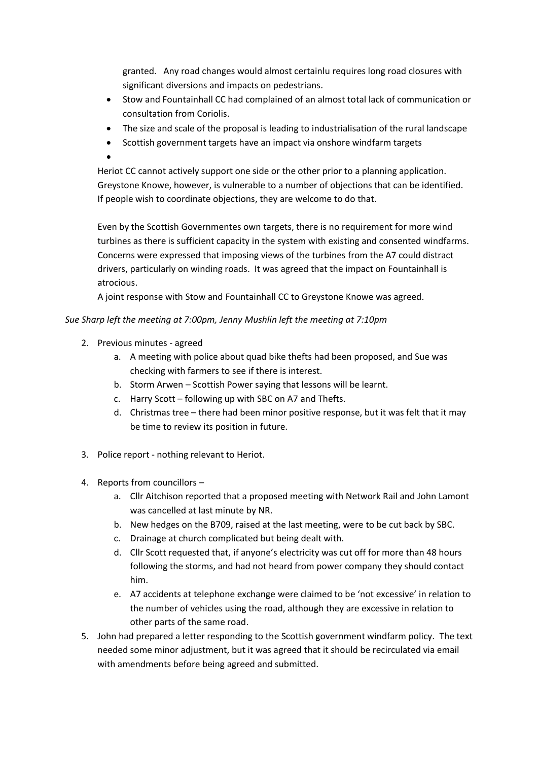granted. Any road changes would almost certainlu requires long road closures with significant diversions and impacts on pedestrians.

- Stow and Fountainhall CC had complained of an almost total lack of communication or consultation from Coriolis.
- The size and scale of the proposal is leading to industrialisation of the rural landscape
- Scottish government targets have an impact via onshore windfarm targets
- 

Heriot CC cannot actively support one side or the other prior to a planning application. Greystone Knowe, however, is vulnerable to a number of objections that can be identified. If people wish to coordinate objections, they are welcome to do that.

Even by the Scottish Governmentes own targets, there is no requirement for more wind turbines as there is sufficient capacity in the system with existing and consented windfarms. Concerns were expressed that imposing views of the turbines from the A7 could distract drivers, particularly on winding roads. It was agreed that the impact on Fountainhall is atrocious.

A joint response with Stow and Fountainhall CC to Greystone Knowe was agreed.

*Sue Sharp left the meeting at 7:00pm, Jenny Mushlin left the meeting at 7:10pm*

2. Previous minutes - agreed
   a. A meeting with police about quad bike thefts had been proposed, and Sue was checking with farmers to see if there is interest.
   b. Storm Arwen – Scottish Power saying that lessons will be learnt.
   c. Harry Scott – following up with SBC on A7 and Thefts.
   d. Christmas tree – there had been minor positive response, but it was felt that it may be time to review its position in future.

3. Police report - nothing relevant to Heriot.

4. Reports from councillors –
   a. Cllr Aitchison reported that a proposed meeting with Network Rail and John Lamont was cancelled at last minute by NR.
   b. New hedges on the B709, raised at the last meeting, were to be cut back by SBC.
   c. Drainage at church complicated but being dealt with.
   d. Cllr Scott requested that, if anyone's electricity was cut off for more than 48 hours following the storms, and had not heard from power company they should contact him.
   e. A7 accidents at telephone exchange were claimed to be 'not excessive' in relation to the number of vehicles using the road, although they are excessive in relation to other parts of the same road.

5. John had prepared a letter responding to the Scottish government windfarm policy. The text needed some minor adjustment, but it was agreed that it should be recirculated via email with amendments before being agreed and submitted.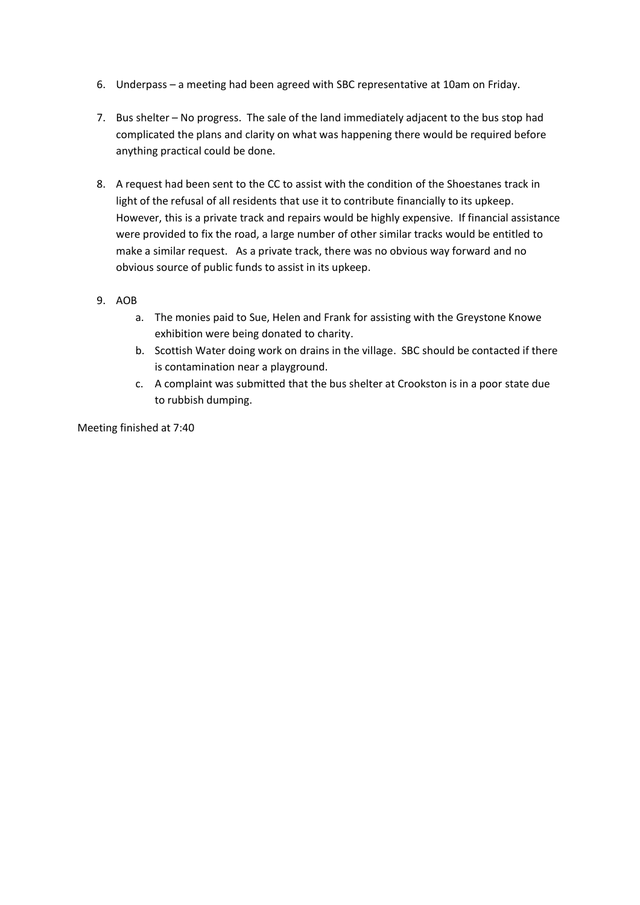6. Underpass – a meeting had been agreed with SBC representative at 10am on Friday.

7. Bus shelter – No progress. The sale of the land immediately adjacent to the bus stop had complicated the plans and clarity on what was happening there would be required before anything practical could be done.

8. A request had been sent to the CC to assist with the condition of the Shoestanes track in light of the refusal of all residents that use it to contribute financially to its upkeep. However, this is a private track and repairs would be highly expensive. If financial assistance were provided to fix the road, a large number of other similar tracks would be entitled to make a similar request. As a private track, there was no obvious way forward and no obvious source of public funds to assist in its upkeep.

9. AOB
    a. The monies paid to Sue, Helen and Frank for assisting with the Greystone Knowe exhibition were being donated to charity.
    b. Scottish Water doing work on drains in the village. SBC should be contacted if there is contamination near a playground.
    c. A complaint was submitted that the bus shelter at Crookston is in a poor state due to rubbish dumping.

Meeting finished at 7:40